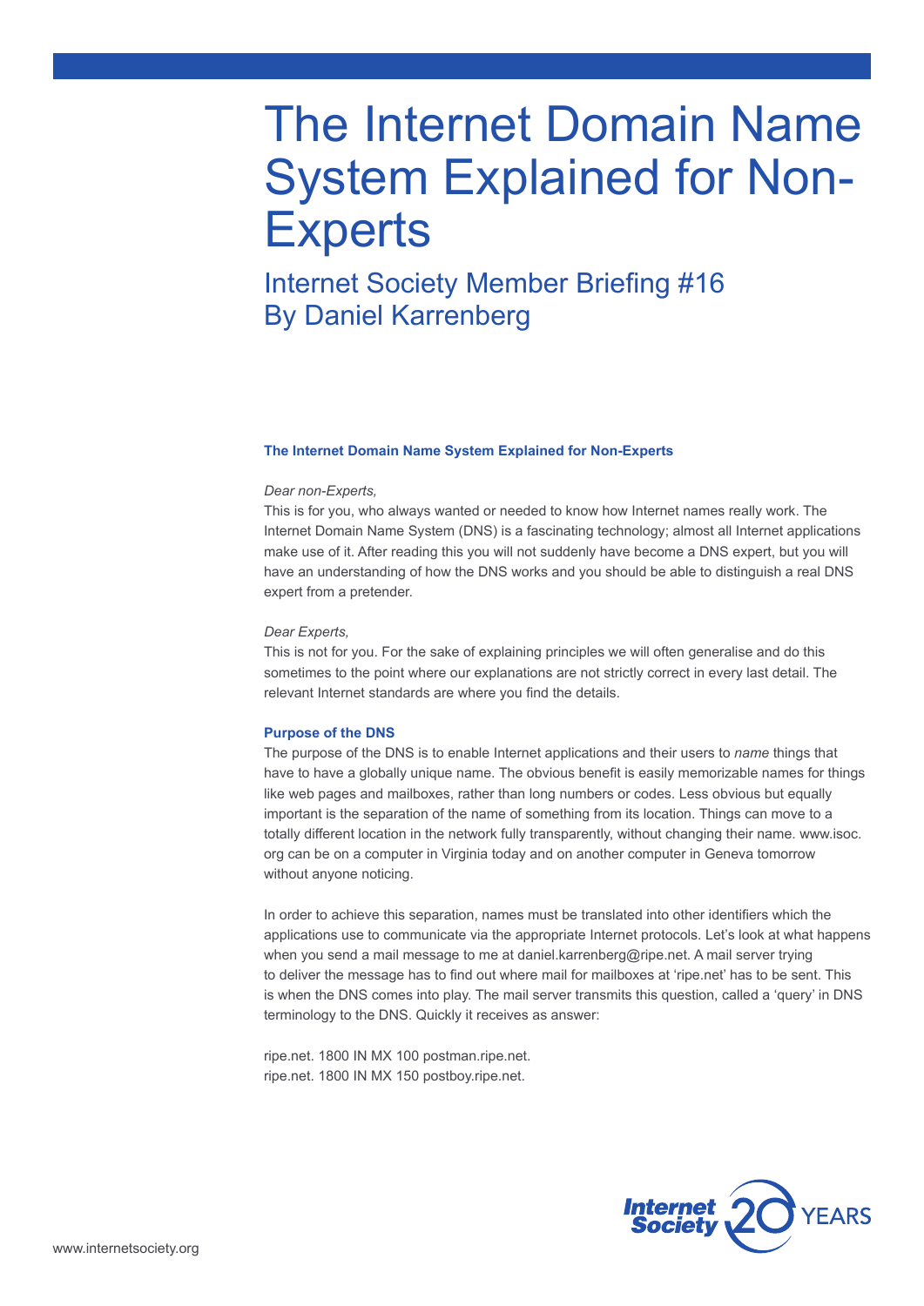# The Internet Domain Name System Explained for Non-Experts

## Internet Society Member Briefing #16
## By Daniel Karrenberg

### The Internet Domain Name System Explained for Non-Experts

*Dear non-Experts,*
This is for you, who always wanted or needed to know how Internet names really work. The Internet Domain Name System (DNS) is a fascinating technology; almost all Internet applications make use of it. After reading this you will not suddenly have become a DNS expert, but you will have an understanding of how the DNS works and you should be able to distinguish a real DNS expert from a pretender.

*Dear Experts,*
This is not for you. For the sake of explaining principles we will often generalise and do this sometimes to the point where our explanations are not strictly correct in every last detail. The relevant Internet standards are where you find the details.

### Purpose of the DNS

The purpose of the DNS is to enable Internet applications and their users to *name* things that have to have a globally unique name. The obvious benefit is easily memorizable names for things like web pages and mailboxes, rather than long numbers or codes. Less obvious but equally important is the separation of the name of something from its location. Things can move to a totally different location in the network fully transparently, without changing their name. www.isoc.org can be on a computer in Virginia today and on another computer in Geneva tomorrow without anyone noticing.

In order to achieve this separation, names must be translated into other identifiers which the applications use to communicate via the appropriate Internet protocols. Let's look at what happens when you send a mail message to me at daniel.karrenberg@ripe.net. A mail server trying to deliver the message has to find out where mail for mailboxes at 'ripe.net' has to be sent. This is when the DNS comes into play. The mail server transmits this question, called a 'query' in DNS terminology to the DNS. Quickly it receives as answer:

```
ripe.net. 1800 IN MX 100 postman.ripe.net.
ripe.net. 1800 IN MX 150 postboy.ripe.net.
```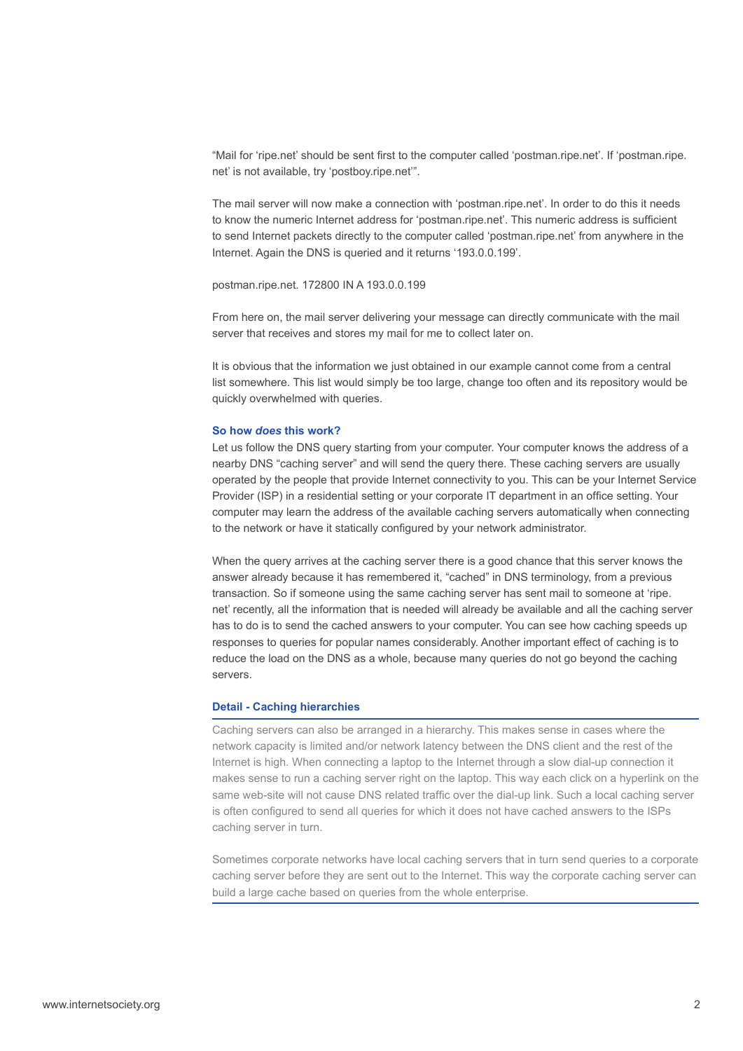"Mail for 'ripe.net' should be sent first to the computer called 'postman.ripe.net'. If 'postman.ripe.net' is not available, try 'postboy.ripe.net'".

The mail server will now make a connection with 'postman.ripe.net'. In order to do this it needs to know the numeric Internet address for 'postman.ripe.net'. This numeric address is sufficient to send Internet packets directly to the computer called 'postman.ripe.net' from anywhere in the Internet. Again the DNS is queried and it returns '193.0.0.199'.

postman.ripe.net. 172800 IN A 193.0.0.199

From here on, the mail server delivering your message can directly communicate with the mail server that receives and stores my mail for me to collect later on.

It is obvious that the information we just obtained in our example cannot come from a central list somewhere. This list would simply be too large, change too often and its repository would be quickly overwhelmed with queries.

### So how *does* this work?

Let us follow the DNS query starting from your computer. Your computer knows the address of a nearby DNS "caching server" and will send the query there. These caching servers are usually operated by the people that provide Internet connectivity to you. This can be your Internet Service Provider (ISP) in a residential setting or your corporate IT department in an office setting. Your computer may learn the address of the available caching servers automatically when connecting to the network or have it statically configured by your network administrator.

When the query arrives at the caching server there is a good chance that this server knows the answer already because it has remembered it, "cached" in DNS terminology, from a previous transaction. So if someone using the same caching server has sent mail to someone at 'ripe.net' recently, all the information that is needed will already be available and all the caching server has to do is to send the cached answers to your computer. You can see how caching speeds up responses to queries for popular names considerably. Another important effect of caching is to reduce the load on the DNS as a whole, because many queries do not go beyond the caching servers.

### Detail - Caching hierarchies

Caching servers can also be arranged in a hierarchy. This makes sense in cases where the network capacity is limited and/or network latency between the DNS client and the rest of the Internet is high. When connecting a laptop to the Internet through a slow dial-up connection it makes sense to run a caching server right on the laptop. This way each click on a hyperlink on the same web-site will not cause DNS related traffic over the dial-up link. Such a local caching server is often configured to send all queries for which it does not have cached answers to the ISPs caching server in turn.

Sometimes corporate networks have local caching servers that in turn send queries to a corporate caching server before they are sent out to the Internet. This way the corporate caching server can build a large cache based on queries from the whole enterprise.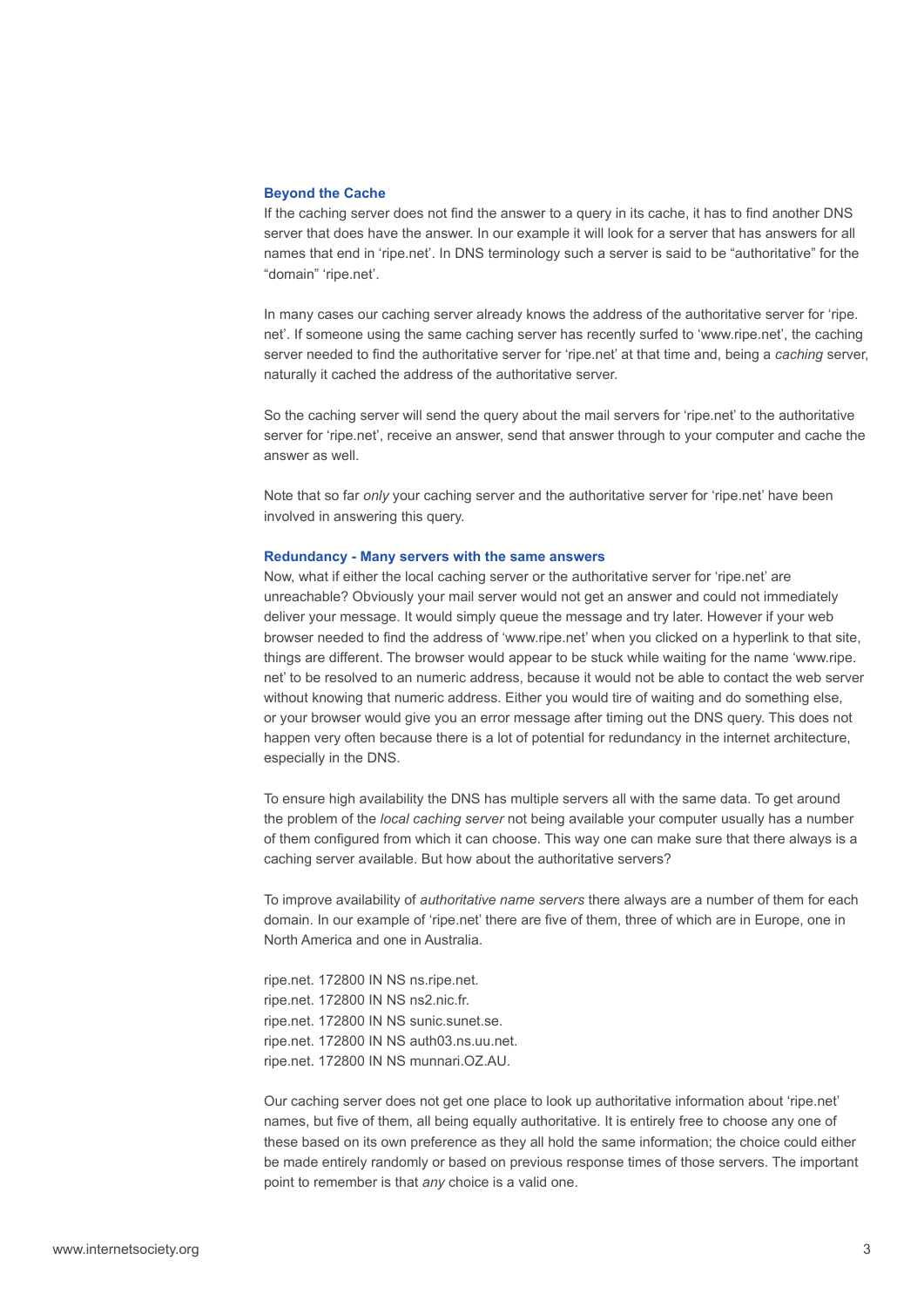### Beyond the Cache

If the caching server does not find the answer to a query in its cache, it has to find another DNS server that does have the answer. In our example it will look for a server that has answers for all names that end in 'ripe.net'. In DNS terminology such a server is said to be "authoritative" for the "domain" 'ripe.net'.

In many cases our caching server already knows the address of the authoritative server for 'ripe.net'. If someone using the same caching server has recently surfed to 'www.ripe.net', the caching server needed to find the authoritative server for 'ripe.net' at that time and, being a *caching* server, naturally it cached the address of the authoritative server.

So the caching server will send the query about the mail servers for 'ripe.net' to the authoritative server for 'ripe.net', receive an answer, send that answer through to your computer and cache the answer as well.

Note that so far *only* your caching server and the authoritative server for 'ripe.net' have been involved in answering this query.

### Redundancy - Many servers with the same answers

Now, what if either the local caching server or the authoritative server for 'ripe.net' are unreachable? Obviously your mail server would not get an answer and could not immediately deliver your message. It would simply queue the message and try later. However if your web browser needed to find the address of 'www.ripe.net' when you clicked on a hyperlink to that site, things are different. The browser would appear to be stuck while waiting for the name 'www.ripe.net' to be resolved to an numeric address, because it would not be able to contact the web server without knowing that numeric address. Either you would tire of waiting and do something else, or your browser would give you an error message after timing out the DNS query. This does not happen very often because there is a lot of potential for redundancy in the internet architecture, especially in the DNS.

To ensure high availability the DNS has multiple servers all with the same data. To get around the problem of the *local caching server* not being available your computer usually has a number of them configured from which it can choose. This way one can make sure that there always is a caching server available. But how about the authoritative servers?

To improve availability of *authoritative name servers* there always are a number of them for each domain. In our example of 'ripe.net' there are five of them, three of which are in Europe, one in North America and one in Australia.

```
ripe.net. 172800 IN NS ns.ripe.net.
ripe.net. 172800 IN NS ns2.nic.fr.
ripe.net. 172800 IN NS sunic.sunet.se.
ripe.net. 172800 IN NS auth03.ns.uu.net.
ripe.net. 172800 IN NS munnari.OZ.AU.
```

Our caching server does not get one place to look up authoritative information about 'ripe.net' names, but five of them, all being equally authoritative. It is entirely free to choose any one of these based on its own preference as they all hold the same information; the choice could either be made entirely randomly or based on previous response times of those servers. The important point to remember is that *any* choice is a valid one.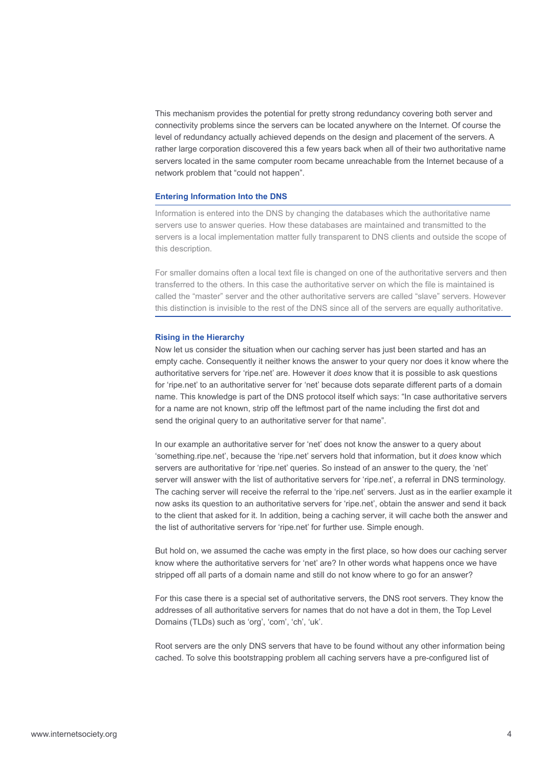This mechanism provides the potential for pretty strong redundancy covering both server and connectivity problems since the servers can be located anywhere on the Internet. Of course the level of redundancy actually achieved depends on the design and placement of the servers. A rather large corporation discovered this a few years back when all of their two authoritative name servers located in the same computer room became unreachable from the Internet because of a network problem that "could not happen".

### Entering Information Into the DNS

Information is entered into the DNS by changing the databases which the authoritative name servers use to answer queries. How these databases are maintained and transmitted to the servers is a local implementation matter fully transparent to DNS clients and outside the scope of this description.

For smaller domains often a local text file is changed on one of the authoritative servers and then transferred to the others. In this case the authoritative server on which the file is maintained is called the "master" server and the other authoritative servers are called "slave" servers. However this distinction is invisible to the rest of the DNS since all of the servers are equally authoritative.

### Rising in the Hierarchy

Now let us consider the situation when our caching server has just been started and has an empty cache. Consequently it neither knows the answer to your query nor does it know where the authoritative servers for 'ripe.net' are. However it *does* know that it is possible to ask questions for 'ripe.net' to an authoritative server for 'net' because dots separate different parts of a domain name. This knowledge is part of the DNS protocol itself which says: "In case authoritative servers for a name are not known, strip off the leftmost part of the name including the first dot and send the original query to an authoritative server for that name".

In our example an authoritative server for 'net' does not know the answer to a query about 'something.ripe.net', because the 'ripe.net' servers hold that information, but it *does* know which servers are authoritative for 'ripe.net' queries. So instead of an answer to the query, the 'net' server will answer with the list of authoritative servers for 'ripe.net', a referral in DNS terminology. The caching server will receive the referral to the 'ripe.net' servers. Just as in the earlier example it now asks its question to an authoritative servers for 'ripe.net', obtain the answer and send it back to the client that asked for it. In addition, being a caching server, it will cache both the answer and the list of authoritative servers for 'ripe.net' for further use. Simple enough.

But hold on, we assumed the cache was empty in the first place, so how does our caching server know where the authoritative servers for 'net' are? In other words what happens once we have stripped off all parts of a domain name and still do not know where to go for an answer?

For this case there is a special set of authoritative servers, the DNS root servers. They know the addresses of all authoritative servers for names that do not have a dot in them, the Top Level Domains (TLDs) such as 'org', 'com', 'ch', 'uk'.

Root servers are the only DNS servers that have to be found without any other information being cached. To solve this bootstrapping problem all caching servers have a pre-configured list of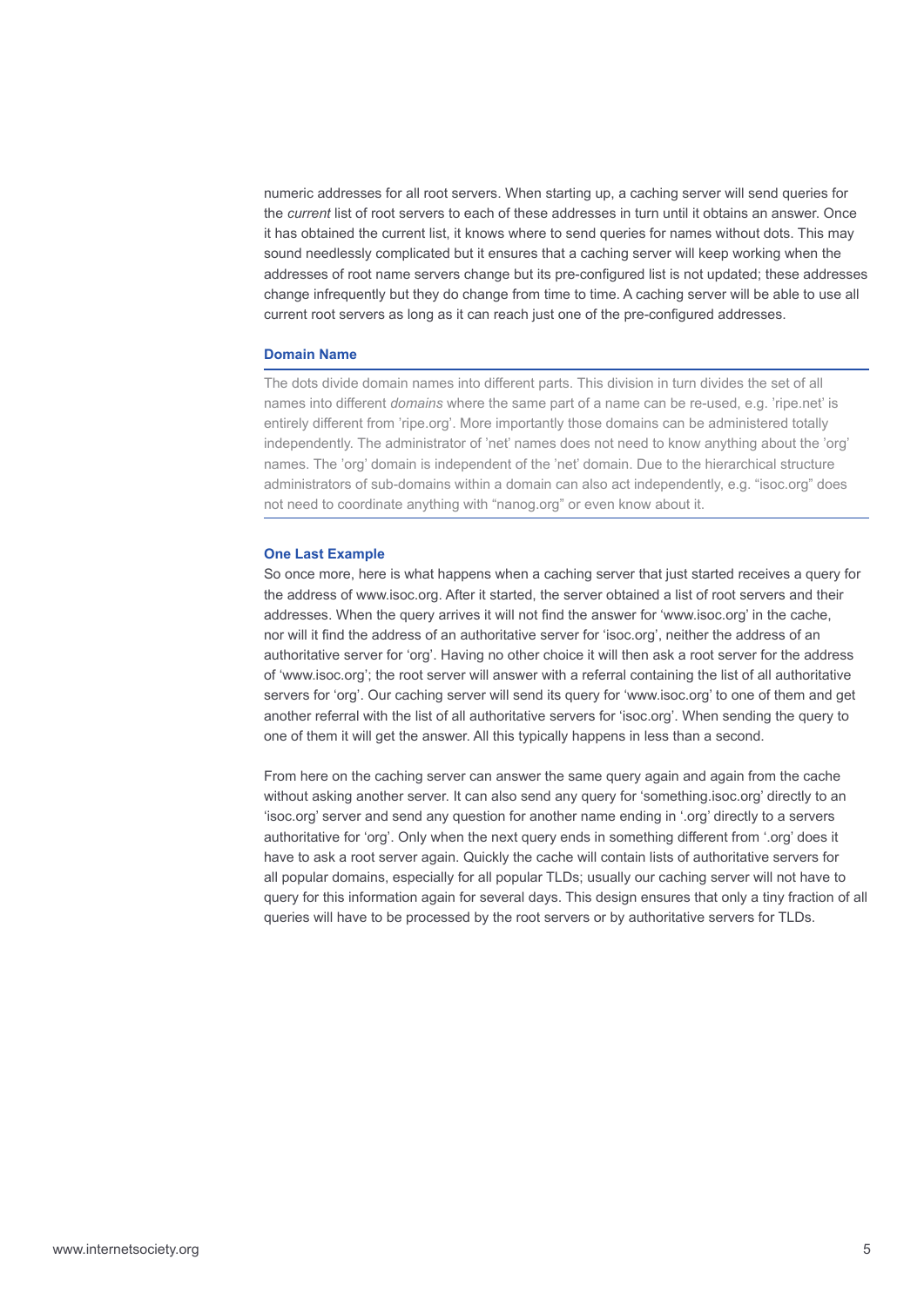numeric addresses for all root servers. When starting up, a caching server will send queries for the *current* list of root servers to each of these addresses in turn until it obtains an answer. Once it has obtained the current list, it knows where to send queries for names without dots. This may sound needlessly complicated but it ensures that a caching server will keep working when the addresses of root name servers change but its pre-configured list is not updated; these addresses change infrequently but they do change from time to time. A caching server will be able to use all current root servers as long as it can reach just one of the pre-configured addresses.

### Domain Name

The dots divide domain names into different parts. This division in turn divides the set of all names into different *domains* where the same part of a name can be re-used, e.g. 'ripe.net' is entirely different from 'ripe.org'. More importantly those domains can be administered totally independently. The administrator of 'net' names does not need to know anything about the 'org' names. The 'org' domain is independent of the 'net' domain. Due to the hierarchical structure administrators of sub-domains within a domain can also act independently, e.g. "isoc.org" does not need to coordinate anything with "nanog.org" or even know about it.

### One Last Example

So once more, here is what happens when a caching server that just started receives a query for the address of www.isoc.org. After it started, the server obtained a list of root servers and their addresses. When the query arrives it will not find the answer for 'www.isoc.org' in the cache, nor will it find the address of an authoritative server for 'isoc.org', neither the address of an authoritative server for 'org'. Having no other choice it will then ask a root server for the address of 'www.isoc.org'; the root server will answer with a referral containing the list of all authoritative servers for 'org'. Our caching server will send its query for 'www.isoc.org' to one of them and get another referral with the list of all authoritative servers for 'isoc.org'. When sending the query to one of them it will get the answer. All this typically happens in less than a second.

From here on the caching server can answer the same query again and again from the cache without asking another server. It can also send any query for 'something.isoc.org' directly to an 'isoc.org' server and send any question for another name ending in '.org' directly to a servers authoritative for 'org'. Only when the next query ends in something different from '.org' does it have to ask a root server again. Quickly the cache will contain lists of authoritative servers for all popular domains, especially for all popular TLDs; usually our caching server will not have to query for this information again for several days. This design ensures that only a tiny fraction of all queries will have to be processed by the root servers or by authoritative servers for TLDs.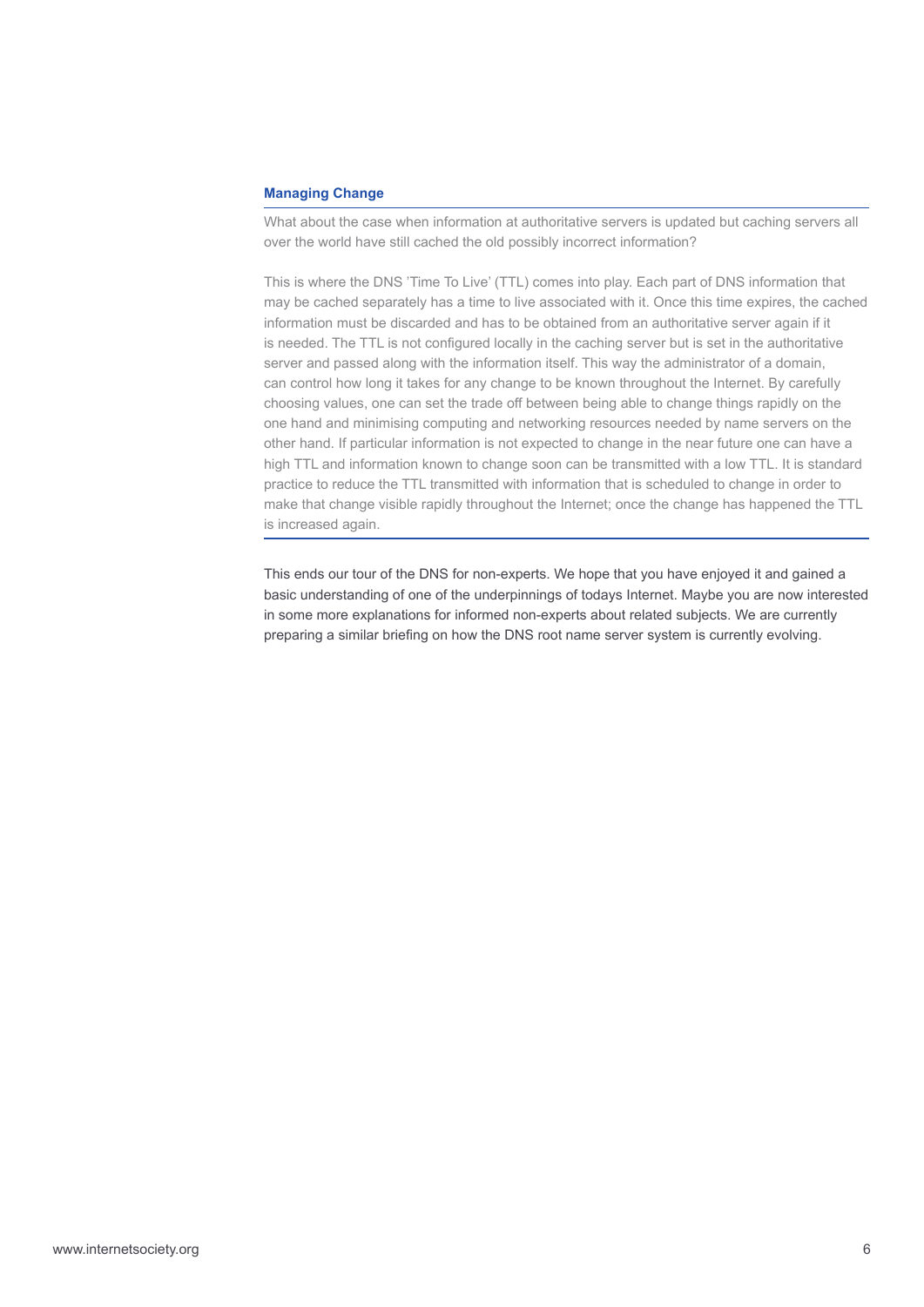### Managing Change

What about the case when information at authoritative servers is updated but caching servers all over the world have still cached the old possibly incorrect information?

This is where the DNS 'Time To Live' (TTL) comes into play. Each part of DNS information that may be cached separately has a time to live associated with it. Once this time expires, the cached information must be discarded and has to be obtained from an authoritative server again if it is needed. The TTL is not configured locally in the caching server but is set in the authoritative server and passed along with the information itself. This way the administrator of a domain, can control how long it takes for any change to be known throughout the Internet. By carefully choosing values, one can set the trade off between being able to change things rapidly on the one hand and minimising computing and networking resources needed by name servers on the other hand. If particular information is not expected to change in the near future one can have a high TTL and information known to change soon can be transmitted with a low TTL. It is standard practice to reduce the TTL transmitted with information that is scheduled to change in order to make that change visible rapidly throughout the Internet; once the change has happened the TTL is increased again.

---

This ends our tour of the DNS for non-experts. We hope that you have enjoyed it and gained a basic understanding of one of the underpinnings of todays Internet. Maybe you are now interested in some more explanations for informed non-experts about related subjects. We are currently preparing a similar briefing on how the DNS root name server system is currently evolving.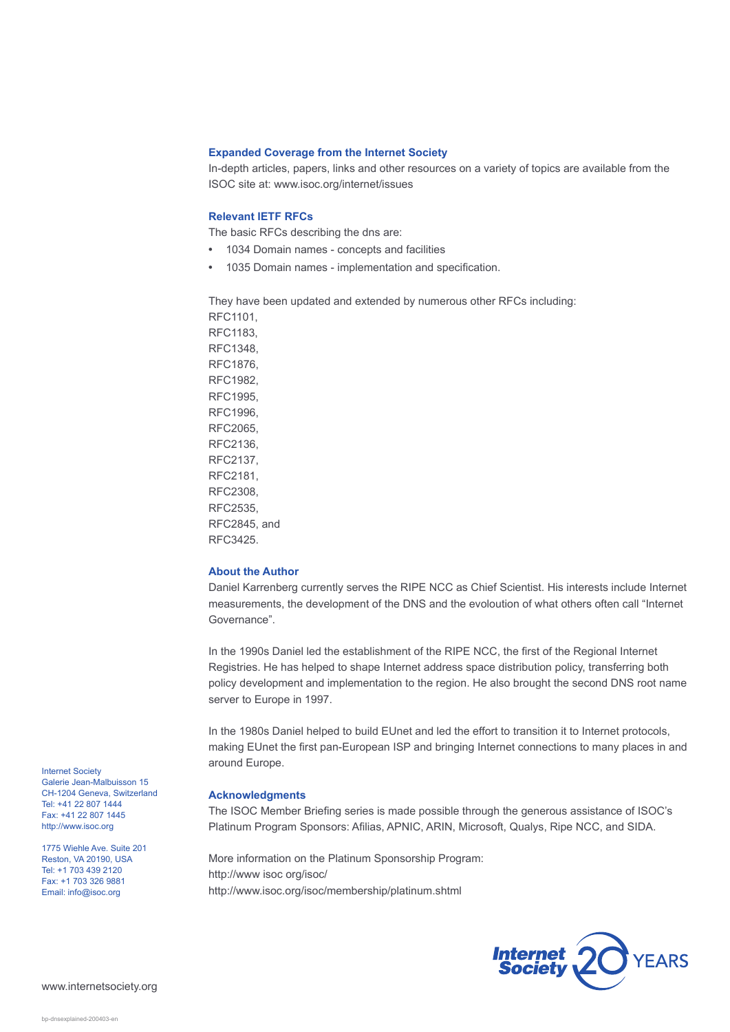## Expanded Coverage from the Internet Society

In-depth articles, papers, links and other resources on a variety of topics are available from the ISOC site at: www.isoc.org/internet/issues

## Relevant IETF RFCs

The basic RFCs describing the dns are:

- 1034 Domain names - concepts and facilities
- 1035 Domain names - implementation and specification.

They have been updated and extended by numerous other RFCs including:
RFC1101,
RFC1183,
RFC1348,
RFC1876,
RFC1982,
RFC1995,
RFC1996,
RFC2065,
RFC2136,
RFC2137,
RFC2181,
RFC2308,
RFC2535,
RFC2845, and
RFC3425.

## About the Author

Daniel Karrenberg currently serves the RIPE NCC as Chief Scientist. His interests include Internet measurements, the development of the DNS and the evoloution of what others often call "Internet Governance".

In the 1990s Daniel led the establishment of the RIPE NCC, the first of the Regional Internet Registries. He has helped to shape Internet address space distribution policy, transferring both policy development and implementation to the region. He also brought the second DNS root name server to Europe in 1997.

In the 1980s Daniel helped to build EUnet and led the effort to transition it to Internet protocols, making EUnet the first pan-European ISP and bringing Internet connections to many places in and around Europe.

## Acknowledgments

The ISOC Member Briefing series is made possible through the generous assistance of ISOC's Platinum Program Sponsors: Afilias, APNIC, ARIN, Microsoft, Qualys, Ripe NCC, and SIDA.

More information on the Platinum Sponsorship Program:
http://www isoc org/isoc/
http://www.isoc.org/isoc/membership/platinum.shtml

Internet Society
Galerie Jean-Malbuisson 15
CH-1204 Geneva, Switzerland
Tel: +41 22 807 1444
Fax: +41 22 807 1445
http://www.isoc.org

1775 Wiehle Ave. Suite 201
Reston, VA 20190, USA
Tel: +1 703 439 2120
Fax: +1 703 326 9881
Email: info@isoc.org

Internet Society 20 YEARS

www.internetsociety.org

bp-dnsexplained-200403-en